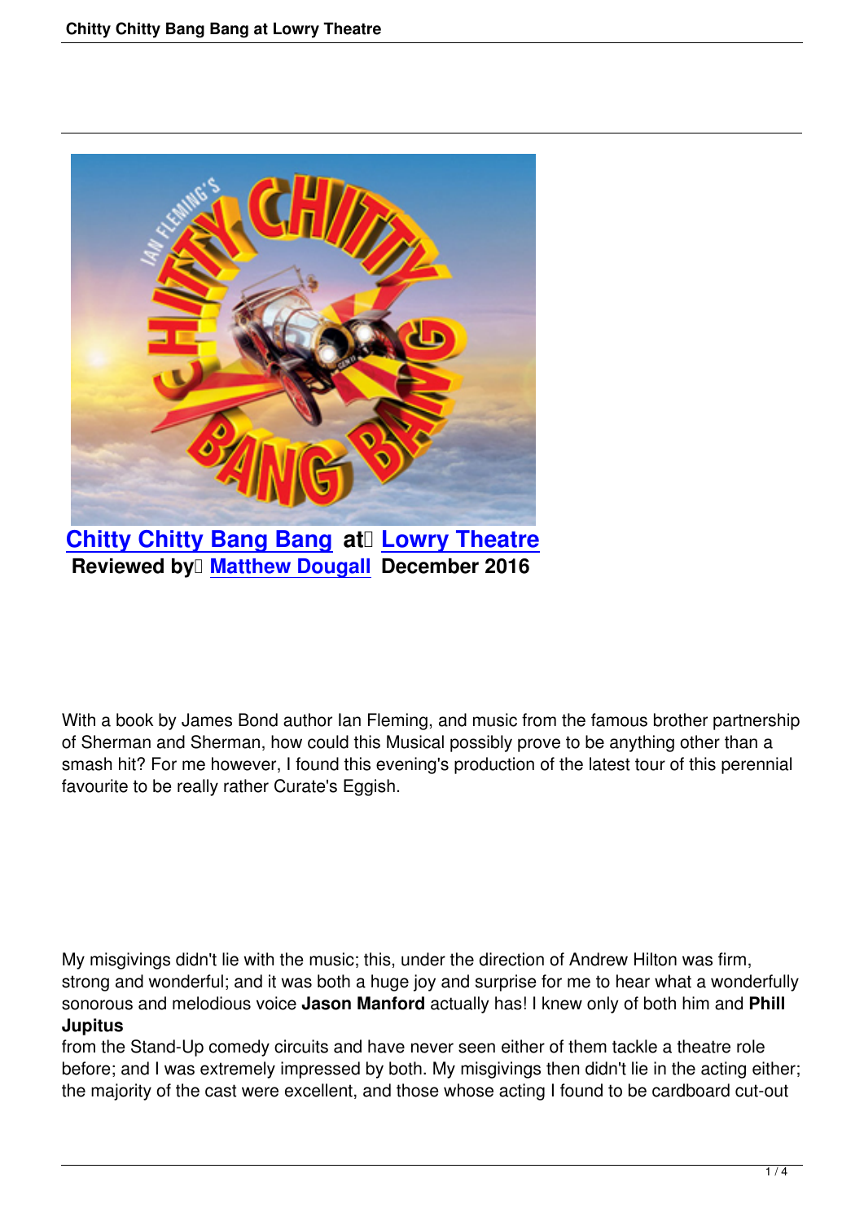**Chitty Chitty Bang Bang at Lowry Theatre**
**Reviewed by Matthew Dougall December 2016**

With a book by James Bond author Ian Fleming, and music from the famous brother partnership of Sherman and Sherman, how could this Musical possibly prove to be anything other than a smash hit? For me however, I found this evening's production of the latest tour of this perennial favourite to be really rather Curate's Eggish.

My misgivings didn't lie with the music; this, under the direction of Andrew Hilton was firm, strong and wonderful; and it was both a huge joy and surprise for me to hear what a wonderfully sonorous and melodious voice **Jason Manford** actually has! I knew only of both him and **Phill Jupitus** from the Stand-Up comedy circuits and have never seen either of them tackle a theatre role before; and I was extremely impressed by both. My misgivings then didn't lie in the acting either; the majority of the cast were excellent, and those whose acting I found to be cardboard cut-out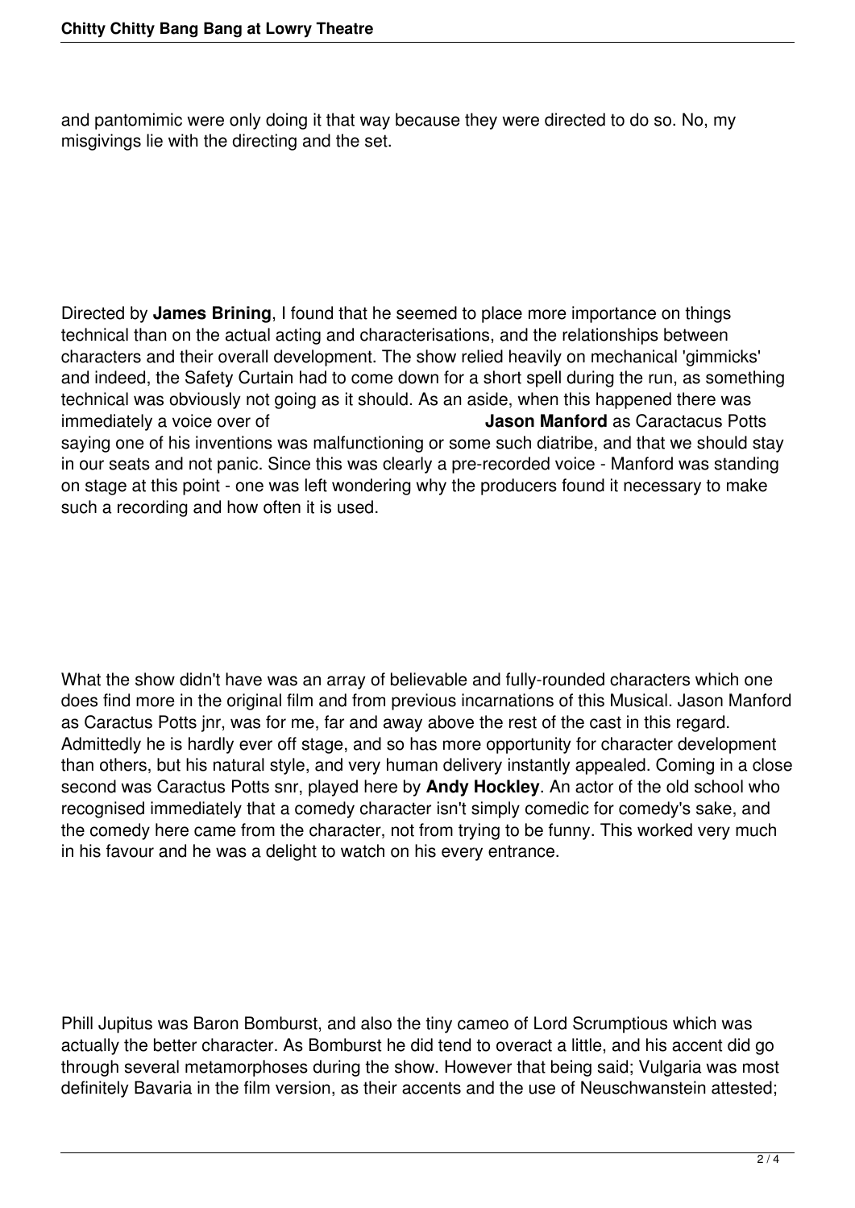and pantomimic were only doing it that way because they were directed to do so. No, my misgivings lie with the directing and the set.

Directed by **James Brining**, I found that he seemed to place more importance on things technical than on the actual acting and characterisations, and the relationships between characters and their overall development. The show relied heavily on mechanical 'gimmicks' and indeed, the Safety Curtain had to come down for a short spell during the run, as something technical was obviously not going as it should. As an aside, when this happened there was immediately a voice over of **Jason Manford** as Caractacus Potts saying one of his inventions was malfunctioning or some such diatribe, and that we should stay in our seats and not panic. Since this was clearly a pre-recorded voice - Manford was standing on stage at this point - one was left wondering why the producers found it necessary to make such a recording and how often it is used.

What the show didn't have was an array of believable and fully-rounded characters which one does find more in the original film and from previous incarnations of this Musical. Jason Manford as Caractus Potts jnr, was for me, far and away above the rest of the cast in this regard. Admittedly he is hardly ever off stage, and so has more opportunity for character development than others, but his natural style, and very human delivery instantly appealed. Coming in a close second was Caractus Potts snr, played here by **Andy Hockley**. An actor of the old school who recognised immediately that a comedy character isn't simply comedic for comedy's sake, and the comedy here came from the character, not from trying to be funny. This worked very much in his favour and he was a delight to watch on his every entrance.

Phill Jupitus was Baron Bomburst, and also the tiny cameo of Lord Scrumptious which was actually the better character. As Bomburst he did tend to overact a little, and his accent did go through several metamorphoses during the show. However that being said; Vulgaria was most definitely Bavaria in the film version, as their accents and the use of Neuschwanstein attested;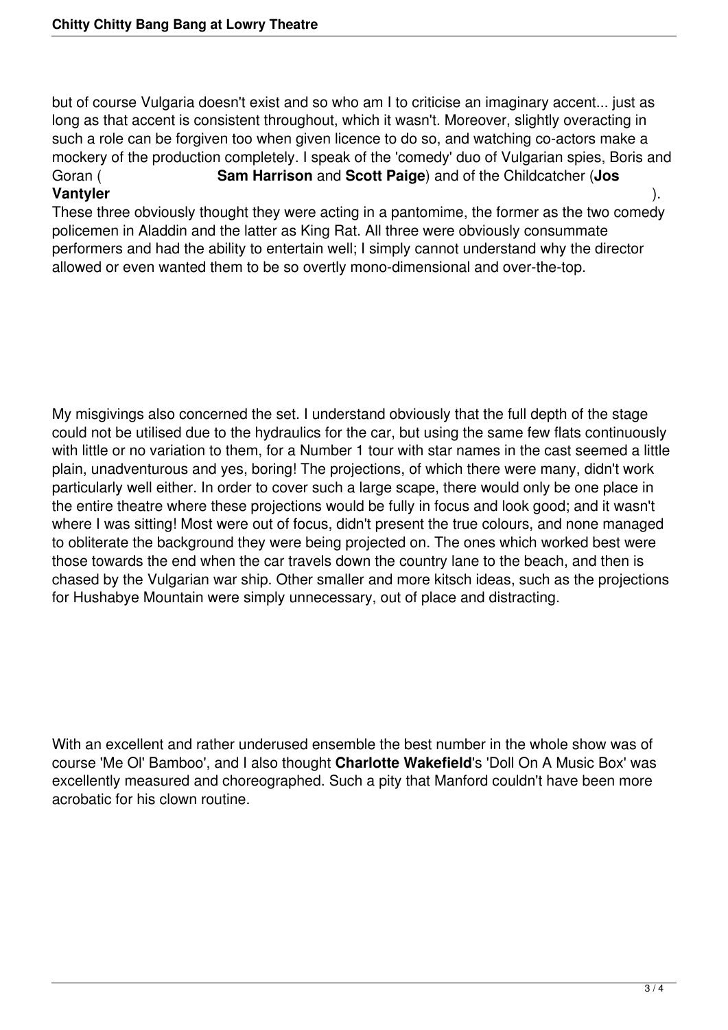but of course Vulgaria doesn't exist and so who am I to criticise an imaginary accent... just as long as that accent is consistent throughout, which it wasn't. Moreover, slightly overacting in such a role can be forgiven too when given licence to do so, and watching co-actors make a mockery of the production completely. I speak of the 'comedy' duo of Vulgarian spies, Boris and Goran ( **Sam Harrison** and **Scott Paige**) and of the Childcatcher (**Jos Vantyler** ).
These three obviously thought they were acting in a pantomime, the former as the two comedy policemen in Aladdin and the latter as King Rat. All three were obviously consummate performers and had the ability to entertain well; I simply cannot understand why the director allowed or even wanted them to be so overtly mono-dimensional and over-the-top.

My misgivings also concerned the set. I understand obviously that the full depth of the stage could not be utilised due to the hydraulics for the car, but using the same few flats continuously with little or no variation to them, for a Number 1 tour with star names in the cast seemed a little plain, unadventurous and yes, boring! The projections, of which there were many, didn't work particularly well either. In order to cover such a large scape, there would only be one place in the entire theatre where these projections would be fully in focus and look good; and it wasn't where I was sitting! Most were out of focus, didn't present the true colours, and none managed to obliterate the background they were being projected on. The ones which worked best were those towards the end when the car travels down the country lane to the beach, and then is chased by the Vulgarian war ship. Other smaller and more kitsch ideas, such as the projections for Hushabye Mountain were simply unnecessary, out of place and distracting.

With an excellent and rather underused ensemble the best number in the whole show was of course 'Me Ol' Bamboo', and I also thought **Charlotte Wakefield**'s 'Doll On A Music Box' was excellently measured and choreographed. Such a pity that Manford couldn't have been more acrobatic for his clown routine.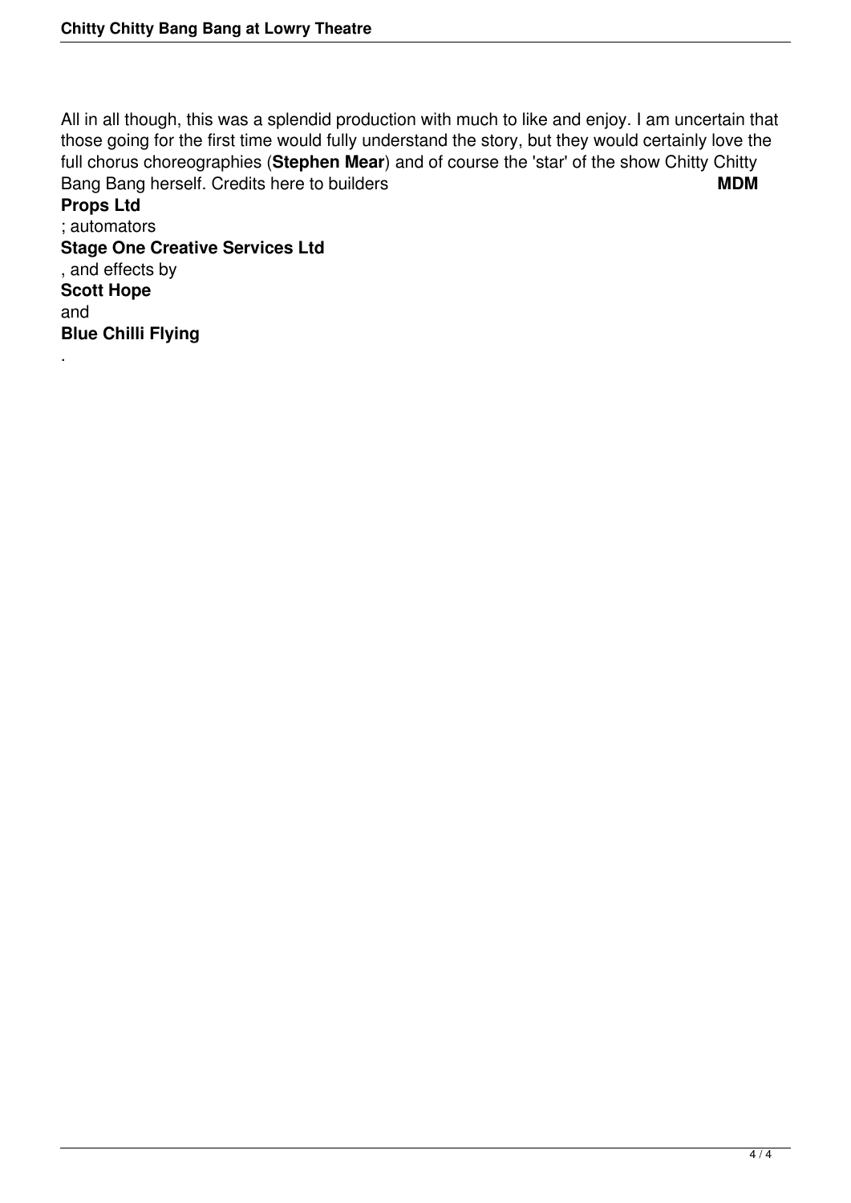All in all though, this was a splendid production with much to like and enjoy. I am uncertain that those going for the first time would fully understand the story, but they would certainly love the full chorus choreographies (**Stephen Mear**) and of course the 'star' of the show Chitty Chitty Bang Bang herself. Credits here to builders **MDM Props Ltd**; automators **Stage One Creative Services Ltd**, and effects by **Scott Hope** and **Blue Chilli Flying**.